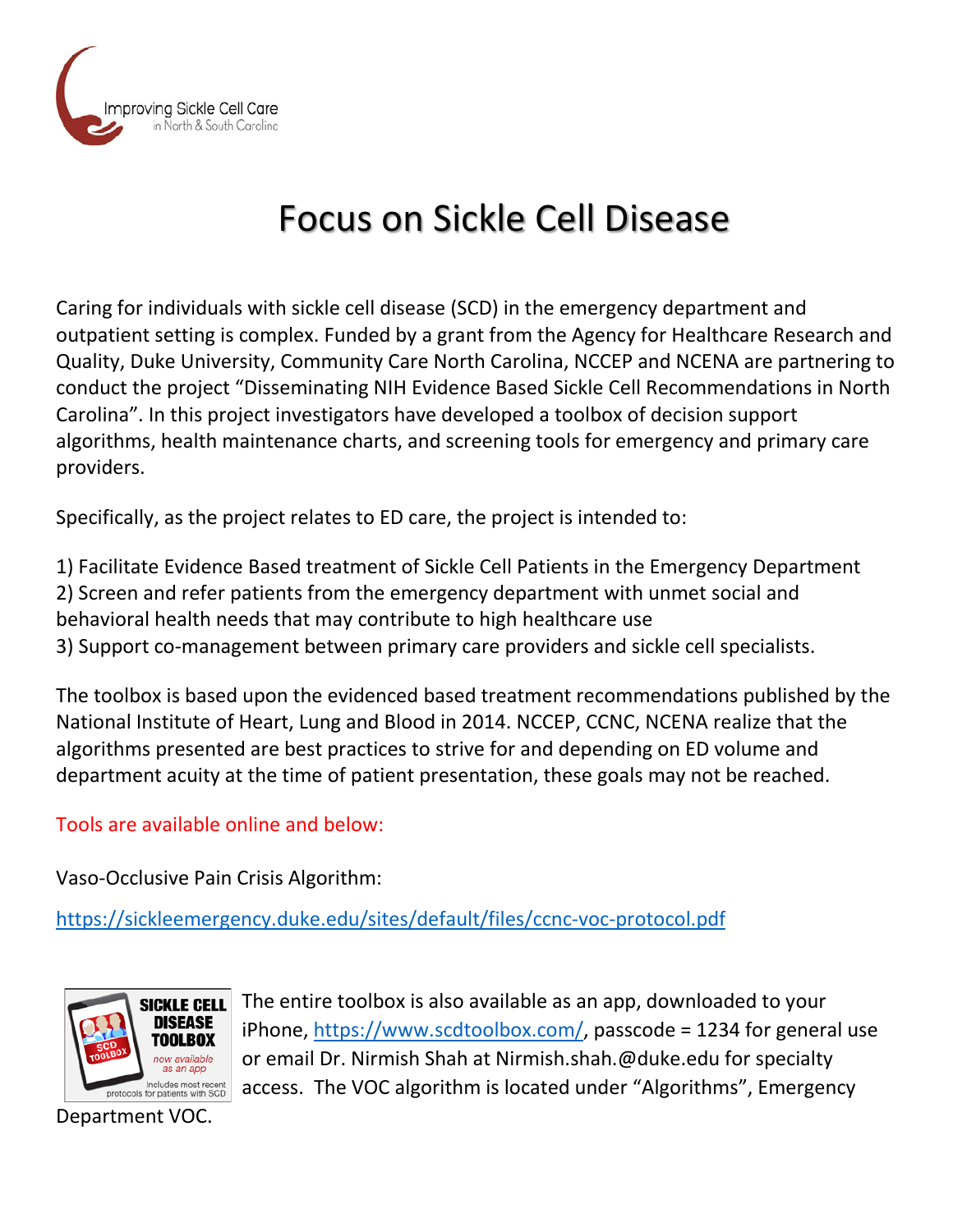Improving Sickle Cell Care
in North & South Carolina

# Focus on Sickle Cell Disease

Caring for individuals with sickle cell disease (SCD) in the emergency department and outpatient setting is complex. Funded by a grant from the Agency for Healthcare Research and Quality, Duke University, Community Care North Carolina, NCCEP and NCENA are partnering to conduct the project "Disseminating NIH Evidence Based Sickle Cell Recommendations in North Carolina". In this project investigators have developed a toolbox of decision support algorithms, health maintenance charts, and screening tools for emergency and primary care providers.

Specifically, as the project relates to ED care, the project is intended to:

1) Facilitate Evidence Based treatment of Sickle Cell Patients in the Emergency Department
2) Screen and refer patients from the emergency department with unmet social and behavioral health needs that may contribute to high healthcare use
3) Support co-management between primary care providers and sickle cell specialists.

The toolbox is based upon the evidenced based treatment recommendations published by the National Institute of Heart, Lung and Blood in 2014. NCCEP, CCNC, NCENA realize that the algorithms presented are best practices to strive for and depending on ED volume and department acuity at the time of patient presentation, these goals may not be reached.

Tools are available online and below:

Vaso-Occlusive Pain Crisis Algorithm:

https://sickleemergency.duke.edu/sites/default/files/ccnc-voc-protocol.pdf

SICKLE CELL DISEASE TOOLBOX — SCD TOOLBOX — now available as an app — Includes most recent protocols for patients with SCD

The entire toolbox is also available as an app, downloaded to your iPhone, https://www.scdtoolbox.com/, passcode = 1234 for general use or email Dr. Nirmish Shah at Nirmish.shah.@duke.edu for specialty access. The VOC algorithm is located under "Algorithms", Emergency Department VOC.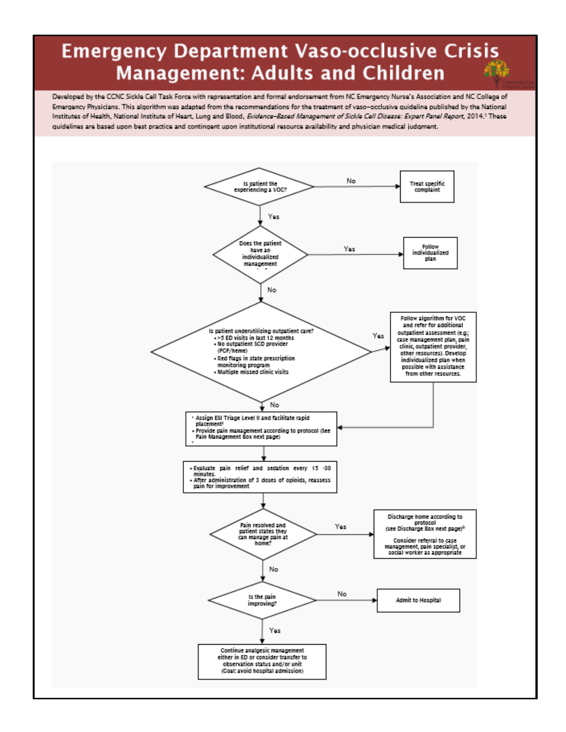# Emergency Department Vaso-occlusive Crisis Management: Adults and Children

Developed by the CCNC Sickle Cell Task Force with representation and formal endorsement from NC Emergency Nurse's Association and NC College of Emergency Physicians. This algorithm was adapted from the recommendations for the treatment of vaso-occlusive guideline published by the National Institutes of Health, National Institute of Heart, Lung and Blood, *Evidence-Based Management of Sickle Cell Disease: Expert Panel Report*, 2014.[1] These guidelines are based upon best practice and contingent upon institutional resource availability and physician medical judgment.

**Is patient the experiencing a VOC?**
- No → Treat specific complaint
- Yes → Does the patient have an individualized management plan?

**Does the patient have an individualized management plan?**
- Yes → Follow individualized plan
- No → Is patient underutilizing outpatient care?

**Is patient underutilizing outpatient care?**
- >5 ED visits in last 12 months
- No outpatient SCD provider (PCP/heme)
- Red flags in state prescription monitoring program
- Multiple missed clinic visits

- Yes → Follow algorithm for VOC and refer for additional outpatient assessment (e.g.; case management plan, pain clinic, outpatient provider, other resources). Develop individualized plan when possible with assistance from other resources. → (continue to next step below)
- No →
  - Assign ESI Triage Level II and facilitate rapid placement[2]
  - Provide pain management according to protocol (See Pain Management Box next page)

↓

- Evaluate pain relief and sedation every 15 -30 minutes.
- After administration of 3 doses of opioids, reassess pain for improvement

↓

**Pain resolved and patient states they can manage pain at home?**
- Yes → Discharge home according to protocol (see Discharge Box next page)[3]. Consider referral to case management, pain specialist, or social worker as appropriate
- No → Is the pain improving?

**Is the pain improving?**
- No → Admit to Hospital
- Yes → Continue analgesic management either in ED or consider transfer to observation status and/or unit (Goal: avoid hospital admission)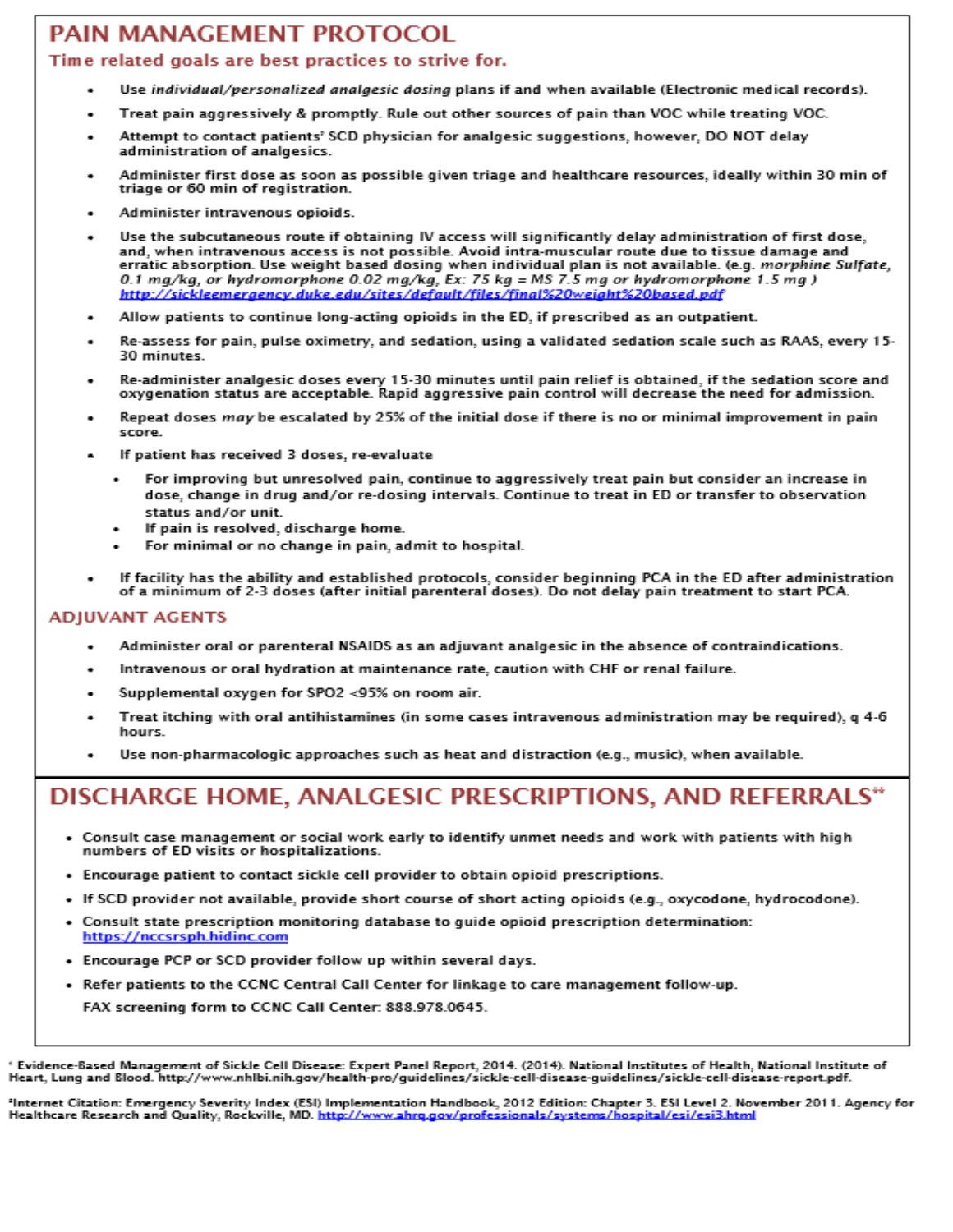# PAIN MANAGEMENT PROTOCOL

**Time related goals are best practices to strive for.**

- Use *individual/personalized analgesic dosing* plans if and when available (Electronic medical records).
- Treat pain aggressively & promptly. Rule out other sources of pain than VOC while treating VOC.
- Attempt to contact patients' SCD physician for analgesic suggestions, however, DO NOT delay administration of analgesics.
- Administer first dose as soon as possible given triage and healthcare resources, ideally within 30 min of triage or 60 min of registration.
- Administer intravenous opioids.
- Use the subcutaneous route if obtaining IV access will significantly delay administration of first dose, and, when intravenous access is not possible. Avoid intra-muscular route due to tissue damage and erratic absorption. Use weight based dosing when individual plan is not available. (e.g. *morphine Sulfate, 0.1 mg/kg, or hydromorphone 0.02 mg/kg, Ex: 75 kg = MS 7.5 mg or hydromorphone 1.5 mg )* http://sickleemergency.duke.edu/sites/default/files/final%20weight%20based.pdf
- Allow patients to continue long-acting opioids in the ED, if prescribed as an outpatient.
- Re-assess for pain, pulse oximetry, and sedation, using a validated sedation scale such as RAAS, every 15-30 minutes.
- Re-administer analgesic doses every 15-30 minutes until pain relief is obtained, if the sedation score and oxygenation status are acceptable. Rapid aggressive pain control will decrease the need for admission.
- Repeat doses *may* be escalated by 25% of the initial dose if there is no or minimal improvement in pain score.
- If patient has received 3 doses, re-evaluate
  - For improving but unresolved pain, continue to aggressively treat pain but consider an increase in dose, change in drug and/or re-dosing intervals. Continue to treat in ED or transfer to observation status and/or unit.
  - If pain is resolved, discharge home.
  - For minimal or no change in pain, admit to hospital.
- If facility has the ability and established protocols, consider beginning PCA in the ED after administration of a minimum of 2-3 doses (after initial parenteral doses). Do not delay pain treatment to start PCA.

## ADJUVANT AGENTS

- Administer oral or parenteral NSAIDS as an adjuvant analgesic in the absence of contraindications.
- Intravenous or oral hydration at maintenance rate, caution with CHF or renal failure.
- Supplemental oxygen for SPO2 <95% on room air.
- Treat itching with oral antihistamines (in some cases intravenous administration may be required), q 4-6 hours.
- Use non-pharmacologic approaches such as heat and distraction (e.g., music), when available.

# DISCHARGE HOME, ANALGESIC PRESCRIPTIONS, AND REFERRALS**

- Consult case management or social work early to identify unmet needs and work with patients with high numbers of ED visits or hospitalizations.
- Encourage patient to contact sickle cell provider to obtain opioid prescriptions.
- If SCD provider not available, provide short course of short acting opioids (e.g., oxycodone, hydrocodone).
- Consult state prescription monitoring database to guide opioid prescription determination: https://nccsrsph.hidinc.com
- Encourage PCP or SCD provider follow up within several days.
- Refer patients to the CCNC Central Call Center for linkage to care management follow-up.
  FAX screening form to CCNC Call Center: 888.978.0645.

* Evidence-Based Management of Sickle Cell Disease: Expert Panel Report, 2014. (2014). National Institutes of Health, National Institute of Heart, Lung and Blood. http://www.nhlbi.nih.gov/health-pro/guidelines/sickle-cell-disease-guidelines/sickle-cell-disease-report.pdf.

*Internet Citation: Emergency Severity Index (ESI) Implementation Handbook, 2012 Edition: Chapter 3. ESI Level 2. November 2011. Agency for Healthcare Research and Quality, Rockville, MD. http://www.ahrq.gov/professionals/systems/hospital/esi/esi3.html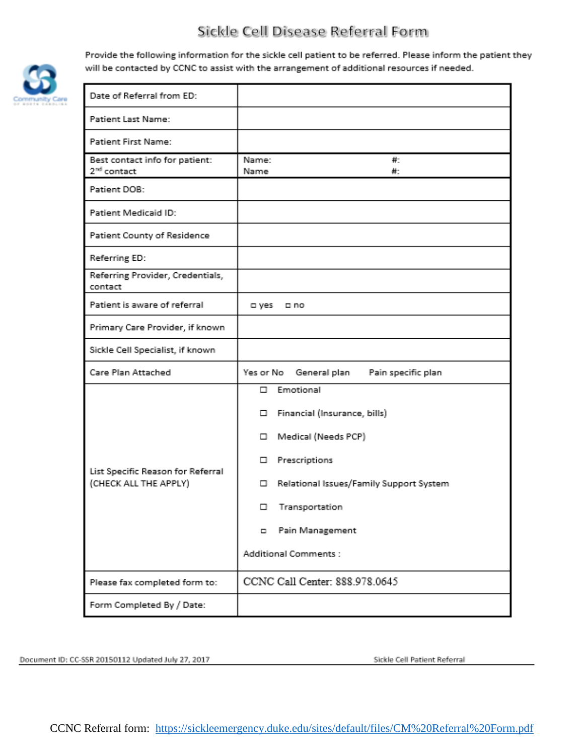# Sickle Cell Disease Referral Form

Provide the following information for the sickle cell patient to be referred. Please inform the patient they will be contacted by CCNC to assist with the arrangement of additional resources if needed.

| | |
|---|---|
| Date of Referral from ED: | |
| Patient Last Name: | |
| Patient First Name: | |
| Best contact info for patient:<br>2nd contact | Name: #:<br>Name #: |
| Patient DOB: | |
| Patient Medicaid ID: | |
| Patient County of Residence | |
| Referring ED: | |
| Referring Provider, Credentials, contact | |
| Patient is aware of referral | ☐ yes ☐ no |
| Primary Care Provider, if known | |
| Sickle Cell Specialist, if known | |
| Care Plan Attached | Yes or No General plan Pain specific plan |
| List Specific Reason for Referral (CHECK ALL THE APPLY) | ☐ Emotional<br>☐ Financial (Insurance, bills)<br>☐ Medical (Needs PCP)<br>☐ Prescriptions<br>☐ Relational Issues/Family Support System<br>☐ Transportation<br>☐ Pain Management<br>Additional Comments : |
| Please fax completed form to: | CCNC Call Center: 888.978.0645 |
| Form Completed By / Date: | |

Document ID: CC-SSR 20150112 Updated July 27, 2017 Sickle Cell Patient Referral

CCNC Referral form: https://sickleemergency.duke.edu/sites/default/files/CM%20Referral%20Form.pdf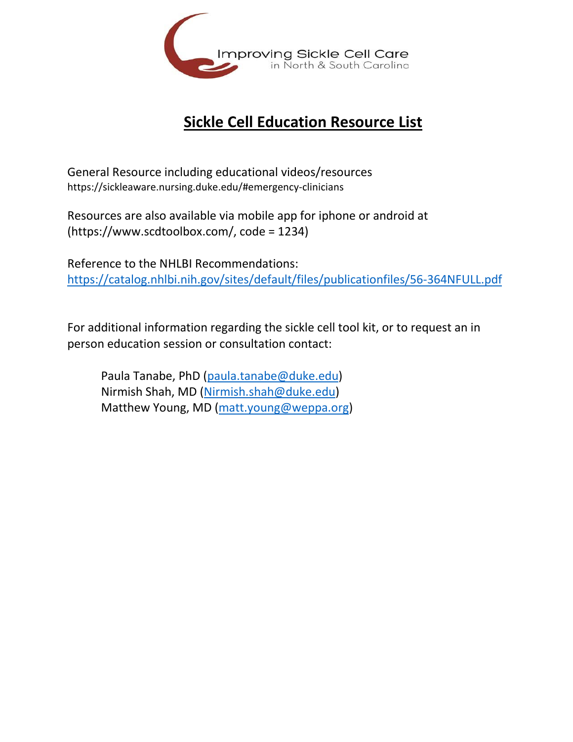Improving Sickle Cell Care
in North & South Carolina

# Sickle Cell Education Resource List

General Resource including educational videos/resources
https://sickleaware.nursing.duke.edu/#emergency-clinicians

Resources are also available via mobile app for iphone or android at (https://www.scdtoolbox.com/, code = 1234)

Reference to the NHLBI Recommendations:
https://catalog.nhlbi.nih.gov/sites/default/files/publicationfiles/56-364NFULL.pdf

For additional information regarding the sickle cell tool kit, or to request an in person education session or consultation contact:

Paula Tanabe, PhD (paula.tanabe@duke.edu)
Nirmish Shah, MD (Nirmish.shah@duke.edu)
Matthew Young, MD (matt.young@weppa.org)